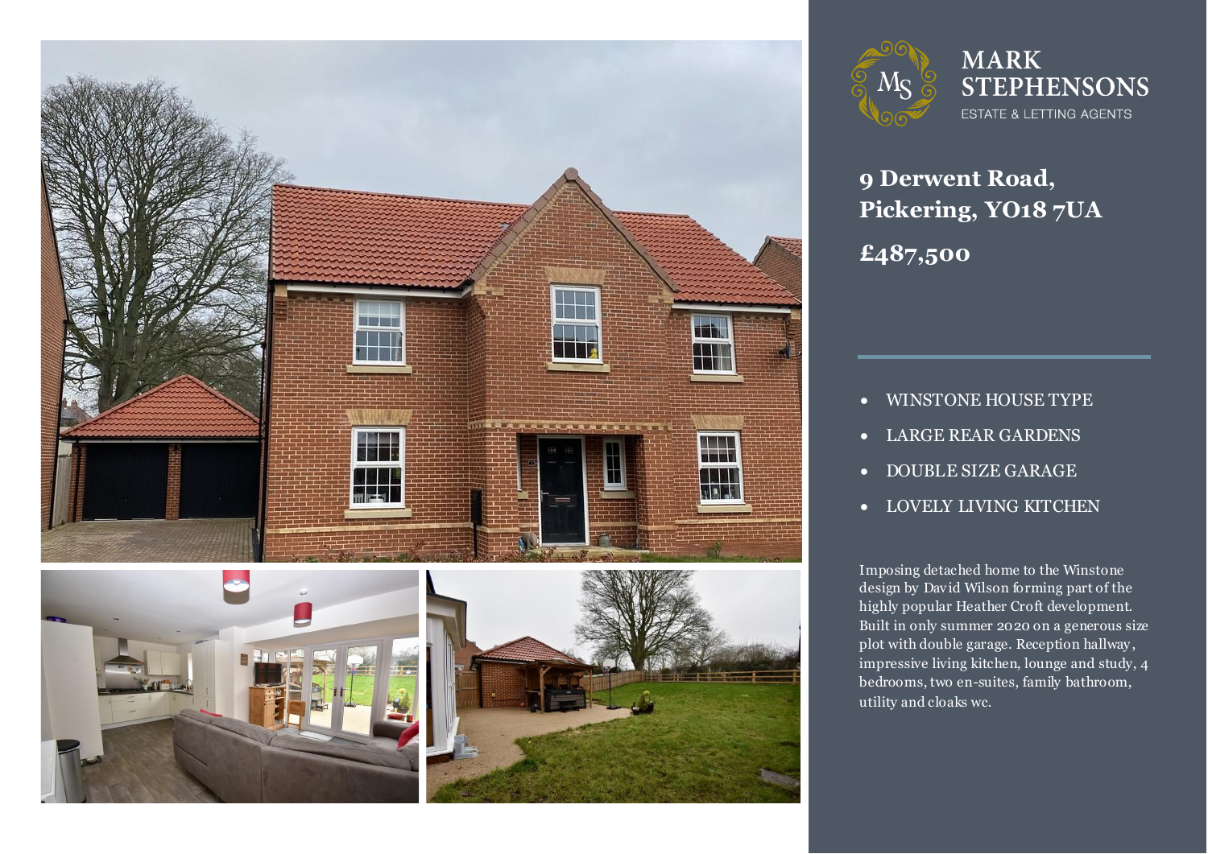MARK STEPHENSONS

ESTATE & LETTING AGENTS

# 9 Derwent Road, Pickering, YO18 7UA

## £487,500

- WINSTONE HOUSE TYPE
- LARGE REAR GARDENS
- DOUBLE SIZE GARAGE
- LOVELY LIVING KITCHEN

Imposing detached home to the Winstone design by David Wilson forming part of the highly popular Heather Croft development. Built in only summer 2020 on a generous size plot with double garage. Reception hallway, impressive living kitchen, lounge and study, 4 bedrooms, two en-suites, family bathroom, utility and cloaks wc.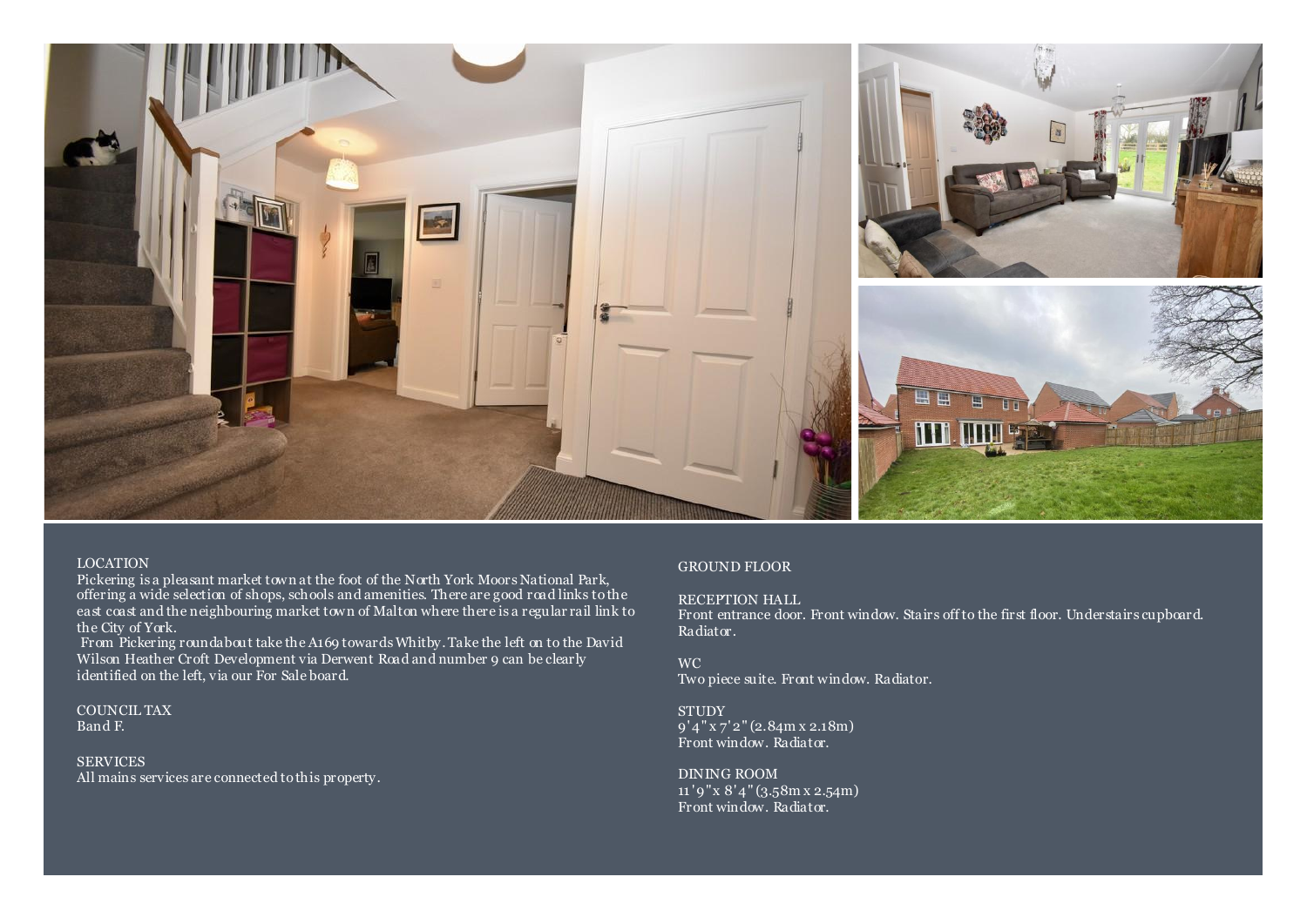## LOCATION

Pickering is a pleasant market town at the foot of the North York Moors National Park, offering a wide selection of shops, schools and amenities. There are good road links to the east coast and the neighbouring market town of Malton where there is a regular rail link to the City of York.

From Pickering roundabout take the A169 towards Whitby. Take the left on to the David Wilson Heather Croft Development via Derwent Road and number 9 can be clearly identified on the left, via our For Sale board.

## COUNCIL TAX

Band F.

## SERVICES

All mains services are connected to this property.

## GROUND FLOOR

### RECEPTION HALL

Front entrance door. Front window. Stairs off to the first floor. Understairs cupboard. Radiator.

### WC

Two piece suite. Front window. Radiator.

### STUDY

9'4" x 7'2" (2.84m x 2.18m)
Front window. Radiator.

### DINING ROOM

11'9" x 8'4" (3.58m x 2.54m)
Front window. Radiator.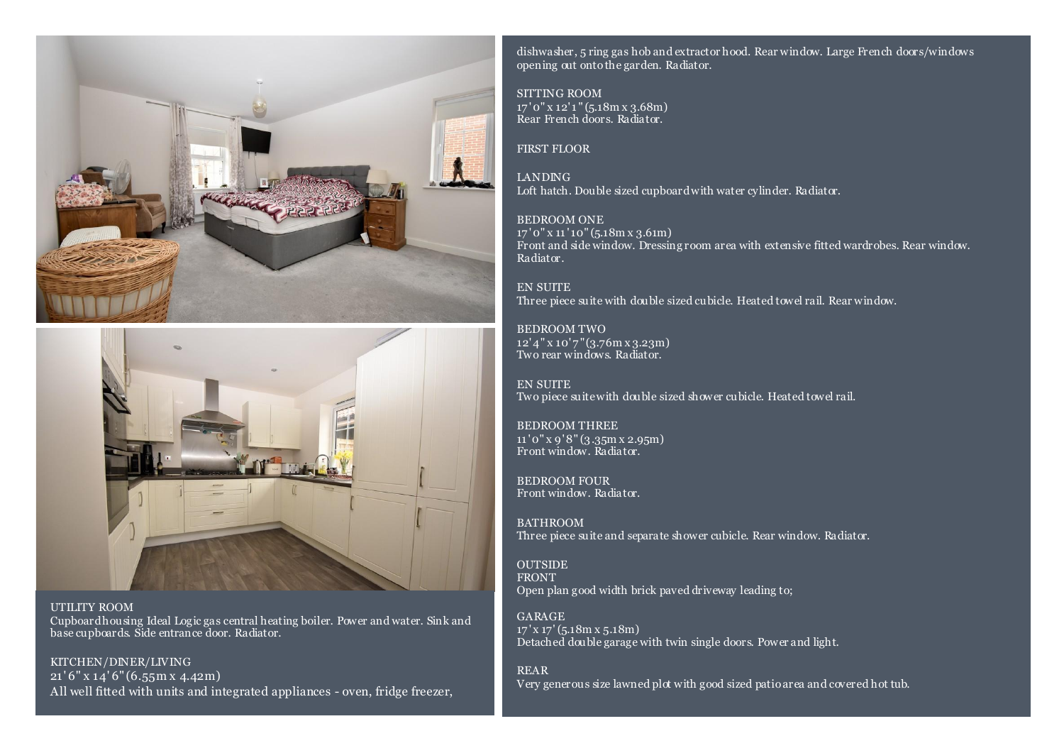UTILITY ROOM
Cupboard housing Ideal Logic gas central heating boiler. Power and water. Sink and base cupboards. Side entrance door. Radiator.

KITCHEN/DINER/LIVING
21'6" x 14'6" (6.55m x 4.42m)
All well fitted with units and integrated appliances - oven, fridge freezer, dishwasher, 5 ring gas hob and extractor hood. Rear window. Large French doors/windows opening out onto the garden. Radiator.

SITTING ROOM
17'0" x 12'1" (5.18m x 3.68m)
Rear French doors. Radiator.

FIRST FLOOR

LANDING
Loft hatch. Double sized cupboard with water cylinder. Radiator.

BEDROOM ONE
17'0" x 11'10" (5.18m x 3.61m)
Front and side window. Dressing room area with extensive fitted wardrobes. Rear window. Radiator.

EN SUITE
Three piece suite with double sized cubicle. Heated towel rail. Rear window.

BEDROOM TWO
12'4" x 10'7" (3.76m x 3.23m)
Two rear windows. Radiator.

EN SUITE
Two piece suite with double sized shower cubicle. Heated towel rail.

BEDROOM THREE
11'0" x 9'8" (3.35m x 2.95m)
Front window. Radiator.

BEDROOM FOUR
Front window. Radiator.

BATHROOM
Three piece suite and separate shower cubicle. Rear window. Radiator.

OUTSIDE
FRONT
Open plan good width brick paved driveway leading to;

GARAGE
17' x 17' (5.18m x 5.18m)
Detached double garage with twin single doors. Power and light.

REAR
Very generous size lawned plot with good sized patio area and covered hot tub.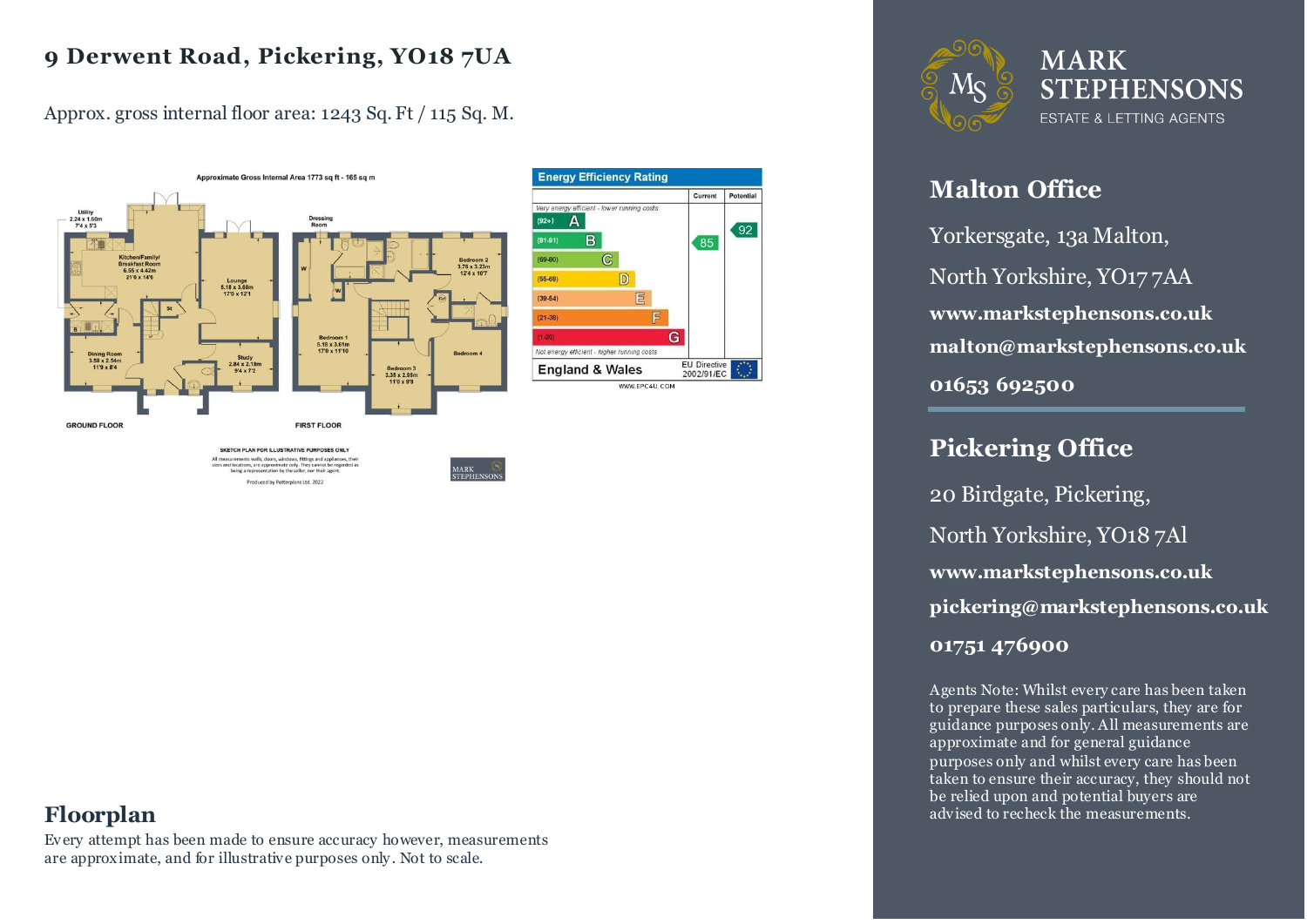## 9 Derwent Road, Pickering, YO18 7UA

Approx. gross internal floor area: 1243 Sq. Ft / 115 Sq. M.

Approximate Gross Internal Area 1773 sq ft - 165 sq m

Utility
2.24 x 1.60m
7'4 x 5'3

Kitchen/Family/
Breakfast Room
6.55 x 4.42m
21'6 x 14'6

Lounge
5.18 x 3.68m
17'0 x 12'1

Dining Room
3.58 x 2.54m
11'9 x 8'4

Study
2.84 x 2.18m
9'4 x 7'2

GROUND FLOOR

Dressing
Room

Bedroom 1
5.18 x 3.61m
17'0 x 11'10

Bedroom 2
3.76 x 3.23m
12'4 x 10'7

Bedroom 3
3.35 x 2.95m
11'0 x 9'8

Bedroom 4

FIRST FLOOR

SKETCH PLAN FOR ILLUSTRATIVE PURPOSES ONLY

All measurements walls, doors, windows, fittings and appliances, their sizes and locations, are approximate only. They cannot be regarded as being a representation by the seller, nor their agent.

Produced by Potterplans Ltd. 2022

Energy Efficiency Rating

Current: 85
Potential: 92

Very energy efficient - lower running costs
(92+) A
(81-91) B
(69-80) C
(55-68) D
(39-54) E
(21-38) F
(1-20) G
Not energy efficient - higher running costs

England & Wales
EU Directive 2002/91/EC

WWW.EPC4U.COM

## Floorplan

Every attempt has been made to ensure accuracy however, measurements are approximate, and for illustrative purposes only. Not to scale.

MARK STEPHENSONS
ESTATE & LETTING AGENTS

## Malton Office

Yorkersgate, 13a Malton,

North Yorkshire, YO17 7AA

**www.markstephensons.co.uk**

**malton@markstephensons.co.uk**

**01653 692500**

## Pickering Office

20 Birdgate, Pickering,

North Yorkshire, YO18 7Al

**www.markstephensons.co.uk**

**pickering@markstephensons.co.uk**

**01751 476900**

Agents Note: Whilst every care has been taken to prepare these sales particulars, they are for guidance purposes only. All measurements are approximate and for general guidance purposes only and whilst every care has been taken to ensure their accuracy, they should not be relied upon and potential buyers are advised to recheck the measurements.